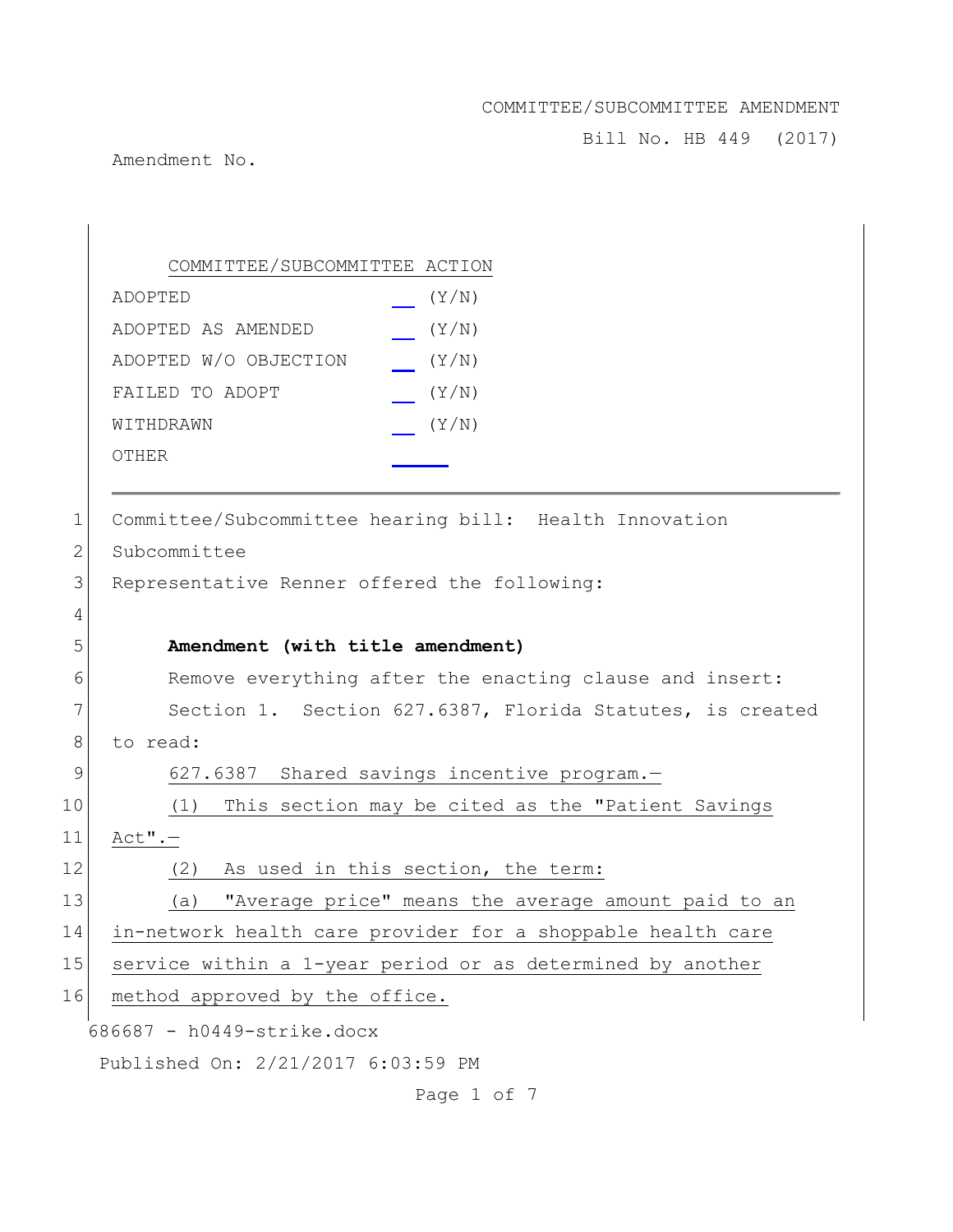COMMITTEE/SUBCOMMITTEE AMENDMENT

Bill No. HB 449 (2017)

Amendment No.

| COMMITTEE/SUBCOMMITTEE ACTION | |
|---|---|
| ADOPTED | __ (Y/N) |
| ADOPTED AS AMENDED | __ (Y/N) |
| ADOPTED W/O OBJECTION | __ (Y/N) |
| FAILED TO ADOPT | __ (Y/N) |
| WITHDRAWN | __ (Y/N) |
| OTHER | ______ |

---

Committee/Subcommittee hearing bill: Health Innovation Subcommittee

Representative Renner offered the following:

**Amendment (with title amendment)**

Remove everything after the enacting clause and insert:

Section 1. Section 627.6387, Florida Statutes, is created to read:

627.6387 Shared savings incentive program.—

(1) This section may be cited as the "Patient Savings Act".—

(2) As used in this section, the term:

(a) "Average price" means the average amount paid to an in-network health care provider for a shoppable health care service within a 1-year period or as determined by another method approved by the office.

686687 - h0449-strike.docx

Published On: 2/21/2017 6:03:59 PM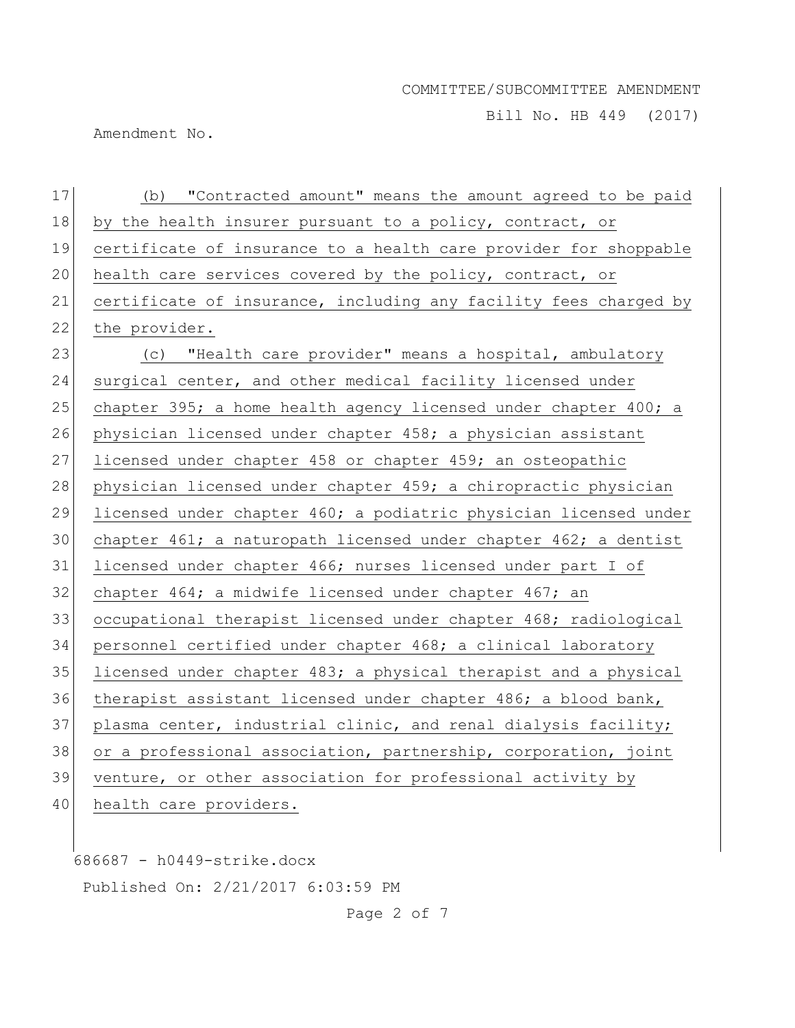(b) "Contracted amount" means the amount agreed to be paid by the health insurer pursuant to a policy, contract, or certificate of insurance to a health care provider for shoppable health care services covered by the policy, contract, or certificate of insurance, including any facility fees charged by the provider.

(c) "Health care provider" means a hospital, ambulatory surgical center, and other medical facility licensed under chapter 395; a home health agency licensed under chapter 400; a physician licensed under chapter 458; a physician assistant licensed under chapter 458 or chapter 459; an osteopathic physician licensed under chapter 459; a chiropractic physician licensed under chapter 460; a podiatric physician licensed under chapter 461; a naturopath licensed under chapter 462; a dentist licensed under chapter 466; nurses licensed under part I of chapter 464; a midwife licensed under chapter 467; an occupational therapist licensed under chapter 468; radiological personnel certified under chapter 468; a clinical laboratory licensed under chapter 483; a physical therapist and a physical therapist assistant licensed under chapter 486; a blood bank, plasma center, industrial clinic, and renal dialysis facility; or a professional association, partnership, corporation, joint venture, or other association for professional activity by health care providers.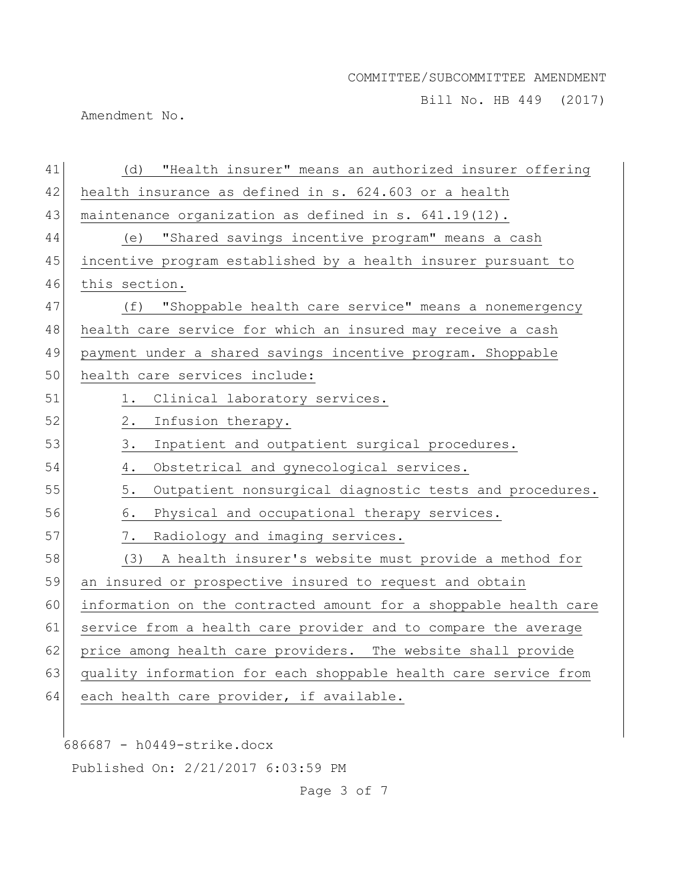(d) "Health insurer" means an authorized insurer offering health insurance as defined in s. 624.603 or a health maintenance organization as defined in s. 641.19(12).

(e) "Shared savings incentive program" means a cash incentive program established by a health insurer pursuant to this section.

(f) "Shoppable health care service" means a nonemergency health care service for which an insured may receive a cash payment under a shared savings incentive program. Shoppable health care services include:

1. Clinical laboratory services.
2. Infusion therapy.
3. Inpatient and outpatient surgical procedures.
4. Obstetrical and gynecological services.
5. Outpatient nonsurgical diagnostic tests and procedures.
6. Physical and occupational therapy services.
7. Radiology and imaging services.

(3) A health insurer's website must provide a method for an insured or prospective insured to request and obtain information on the contracted amount for a shoppable health care service from a health care provider and to compare the average price among health care providers. The website shall provide quality information for each shoppable health care service from each health care provider, if available.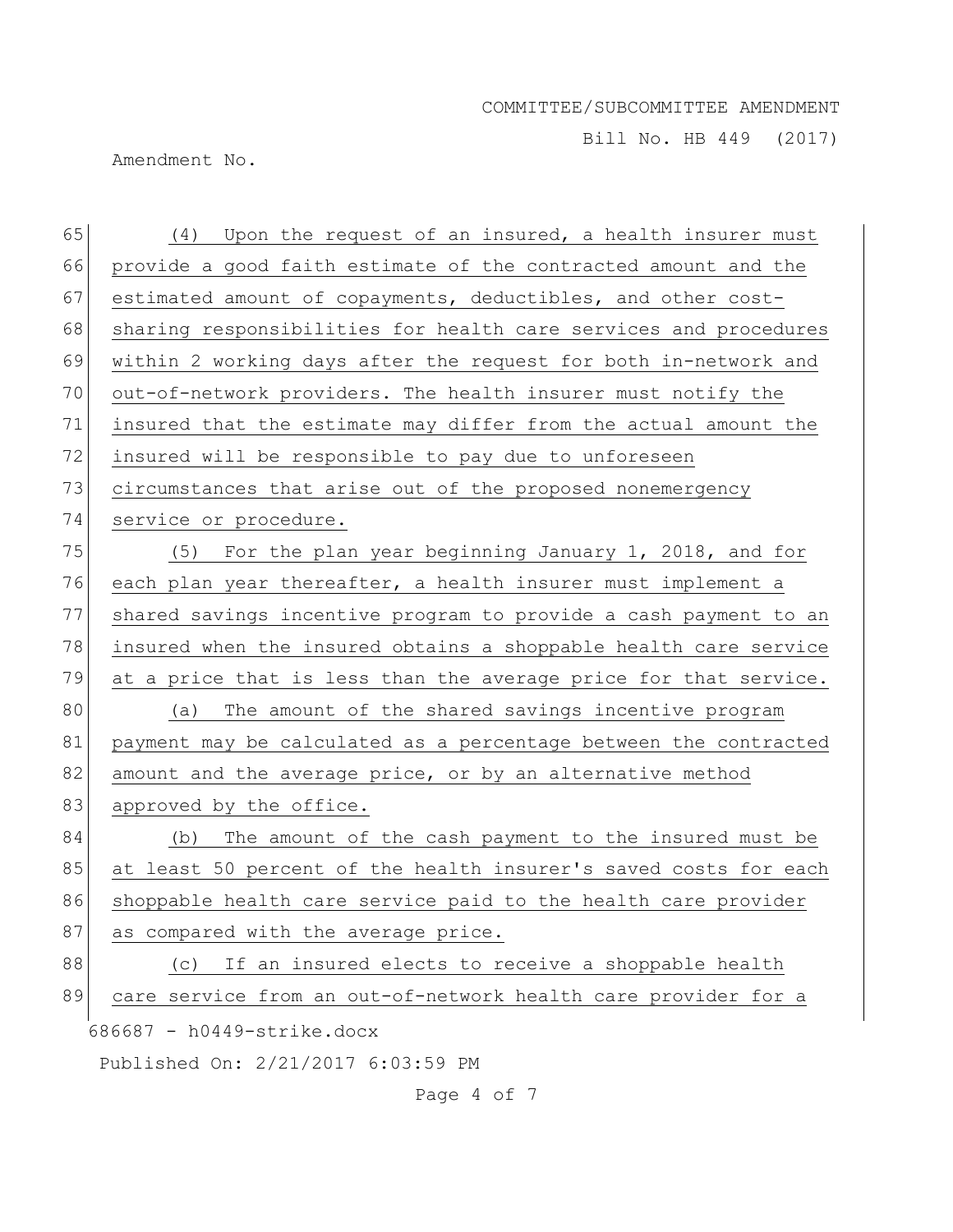(4) Upon the request of an insured, a health insurer must provide a good faith estimate of the contracted amount and the estimated amount of copayments, deductibles, and other cost-sharing responsibilities for health care services and procedures within 2 working days after the request for both in-network and out-of-network providers. The health insurer must notify the insured that the estimate may differ from the actual amount the insured will be responsible to pay due to unforeseen circumstances that arise out of the proposed nonemergency service or procedure.

(5) For the plan year beginning January 1, 2018, and for each plan year thereafter, a health insurer must implement a shared savings incentive program to provide a cash payment to an insured when the insured obtains a shoppable health care service at a price that is less than the average price for that service.

(a) The amount of the shared savings incentive program payment may be calculated as a percentage between the contracted amount and the average price, or by an alternative method approved by the office.

(b) The amount of the cash payment to the insured must be at least 50 percent of the health insurer's saved costs for each shoppable health care service paid to the health care provider as compared with the average price.

(c) If an insured elects to receive a shoppable health care service from an out-of-network health care provider for a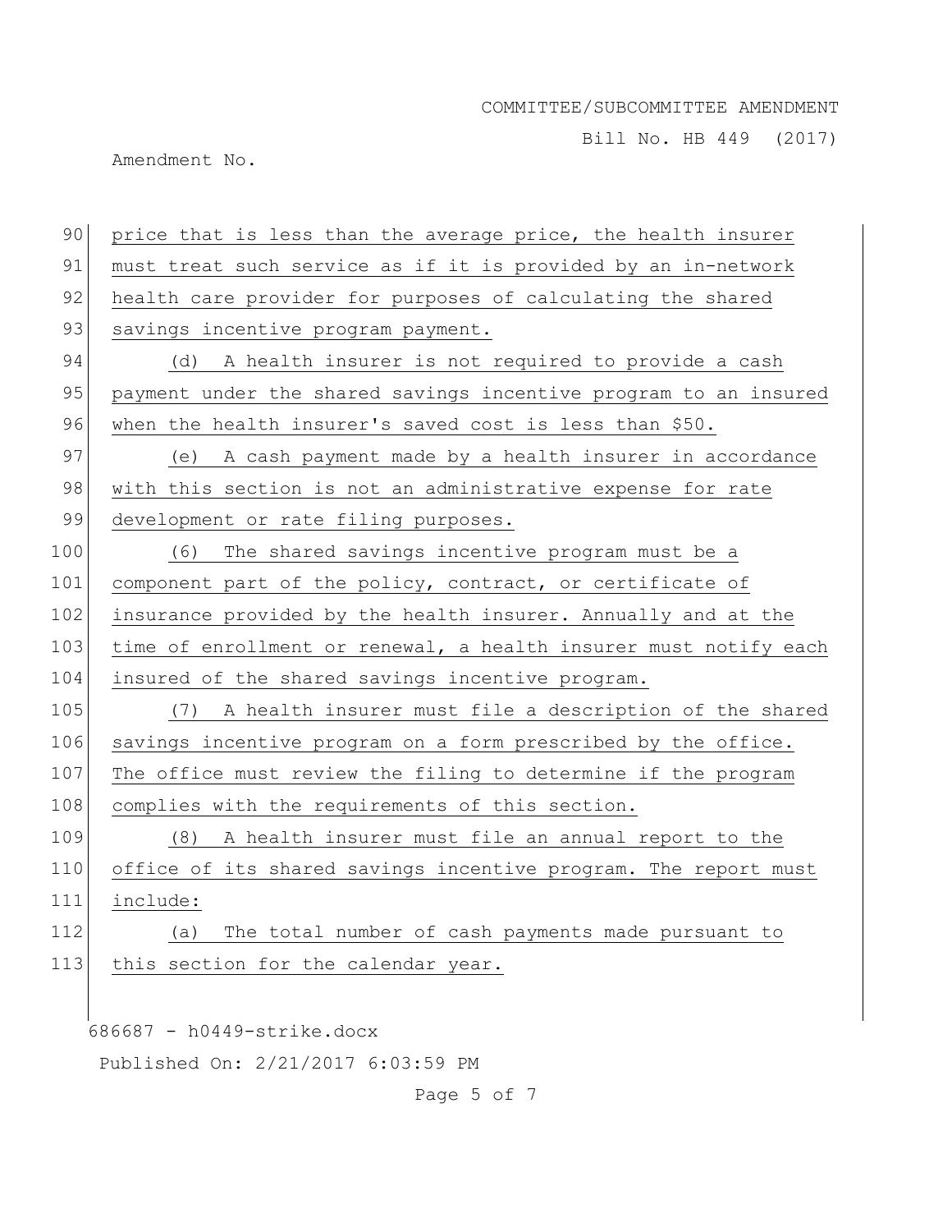price that is less than the average price, the health insurer must treat such service as if it is provided by an in-network health care provider for purposes of calculating the shared savings incentive program payment.

(d) A health insurer is not required to provide a cash payment under the shared savings incentive program to an insured when the health insurer's saved cost is less than $50.

(e) A cash payment made by a health insurer in accordance with this section is not an administrative expense for rate development or rate filing purposes.

(6) The shared savings incentive program must be a component part of the policy, contract, or certificate of insurance provided by the health insurer. Annually and at the time of enrollment or renewal, a health insurer must notify each insured of the shared savings incentive program.

(7) A health insurer must file a description of the shared savings incentive program on a form prescribed by the office. The office must review the filing to determine if the program complies with the requirements of this section.

(8) A health insurer must file an annual report to the office of its shared savings incentive program. The report must include:

(a) The total number of cash payments made pursuant to this section for the calendar year.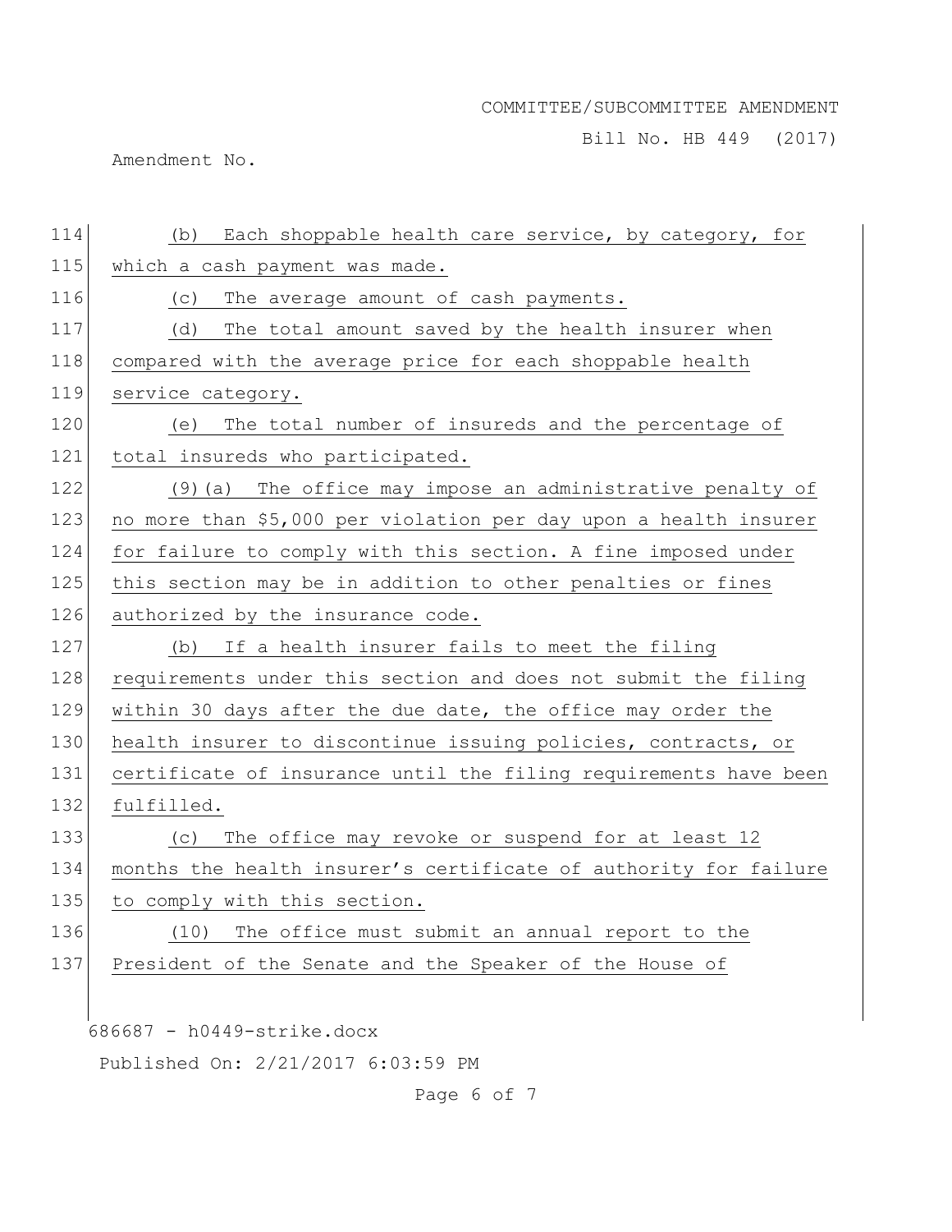(b) Each shoppable health care service, by category, for which a cash payment was made.

(c) The average amount of cash payments.

(d) The total amount saved by the health insurer when compared with the average price for each shoppable health service category.

(e) The total number of insureds and the percentage of total insureds who participated.

(9)(a) The office may impose an administrative penalty of no more than $5,000 per violation per day upon a health insurer for failure to comply with this section. A fine imposed under this section may be in addition to other penalties or fines authorized by the insurance code.

(b) If a health insurer fails to meet the filing requirements under this section and does not submit the filing within 30 days after the due date, the office may order the health insurer to discontinue issuing policies, contracts, or certificate of insurance until the filing requirements have been fulfilled.

(c) The office may revoke or suspend for at least 12 months the health insurer's certificate of authority for failure to comply with this section.

(10) The office must submit an annual report to the President of the Senate and the Speaker of the House of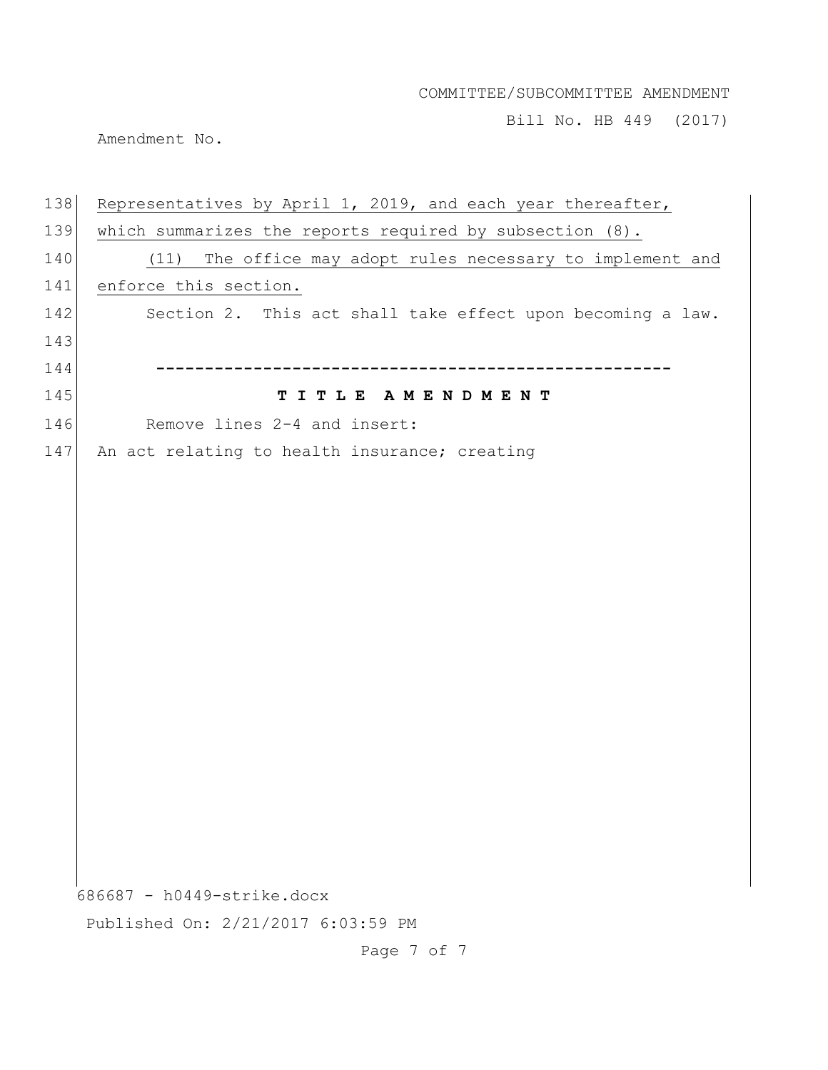Representatives by April 1, 2019, and each year thereafter, which summarizes the reports required by subsection (8).

(11) The office may adopt rules necessary to implement and enforce this section.

Section 2. This act shall take effect upon becoming a law.

-----------------------------------------------------

**T I T L E A M E N D M E N T**

Remove lines 2-4 and insert:

An act relating to health insurance; creating

686687 - h0449-strike.docx

Published On: 2/21/2017 6:03:59 PM